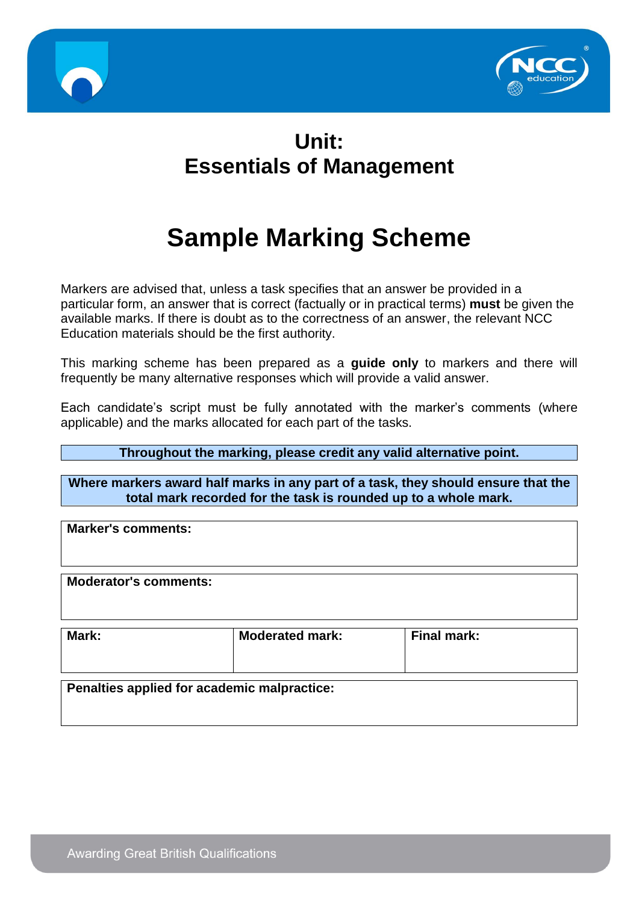# Unit:
# Essentials of Management

# Sample Marking Scheme

Markers are advised that, unless a task specifies that an answer be provided in a particular form, an answer that is correct (factually or in practical terms) **must** be given the available marks. If there is doubt as to the correctness of an answer, the relevant NCC Education materials should be the first authority.

This marking scheme has been prepared as a **guide only** to markers and there will frequently be many alternative responses which will provide a valid answer.

Each candidate's script must be fully annotated with the marker's comments (where applicable) and the marks allocated for each part of the tasks.

**Throughout the marking, please credit any valid alternative point.**

**Where markers award half marks in any part of a task, they should ensure that the total mark recorded for the task is rounded up to a whole mark.**

| **Marker's comments:** |
|---|
| |

| **Moderator's comments:** |
|---|
| |

| **Mark:** | **Moderated mark:** | **Final mark:** |
|---|---|---|
| | | |

| **Penalties applied for academic malpractice:** |
|---|
| |

Awarding Great British Qualifications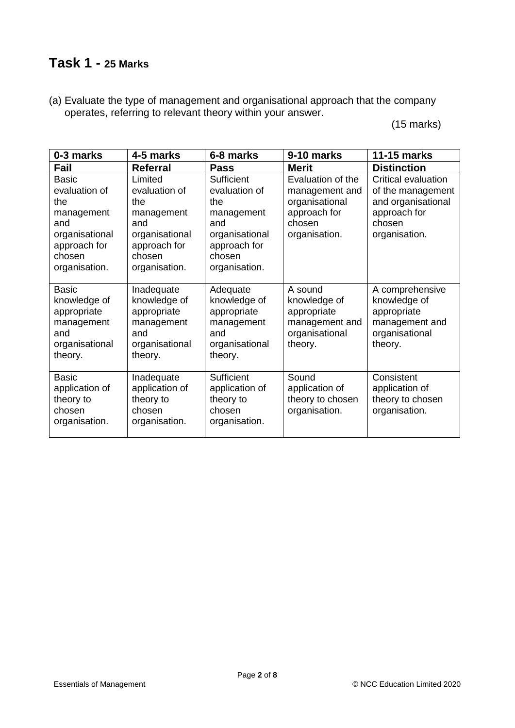# Task 1 - 25 Marks

(a) Evaluate the type of management and organisational approach that the company operates, referring to relevant theory within your answer.

(15 marks)

| 0-3 marks | 4-5 marks | 6-8 marks | 9-10 marks | 11-15 marks |
|---|---|---|---|---|
| **Fail** | **Referral** | **Pass** | **Merit** | **Distinction** |
| Basic evaluation of the management and organisational approach for chosen organisation. | Limited evaluation of the management and organisational approach for chosen organisation. | Sufficient evaluation of the management and organisational approach for chosen organisation. | Evaluation of the management and organisational approach for chosen organisation. | Critical evaluation of the management and organisational approach for chosen organisation. |
| Basic knowledge of appropriate management and organisational theory. | Inadequate knowledge of appropriate management and organisational theory. | Adequate knowledge of appropriate management and organisational theory. | A sound knowledge of appropriate management and organisational theory. | A comprehensive knowledge of appropriate management and organisational theory. |
| Basic application of theory to chosen organisation. | Inadequate application of theory to chosen organisation. | Sufficient application of theory to chosen organisation. | Sound application of theory to chosen organisation. | Consistent application of theory to chosen organisation. |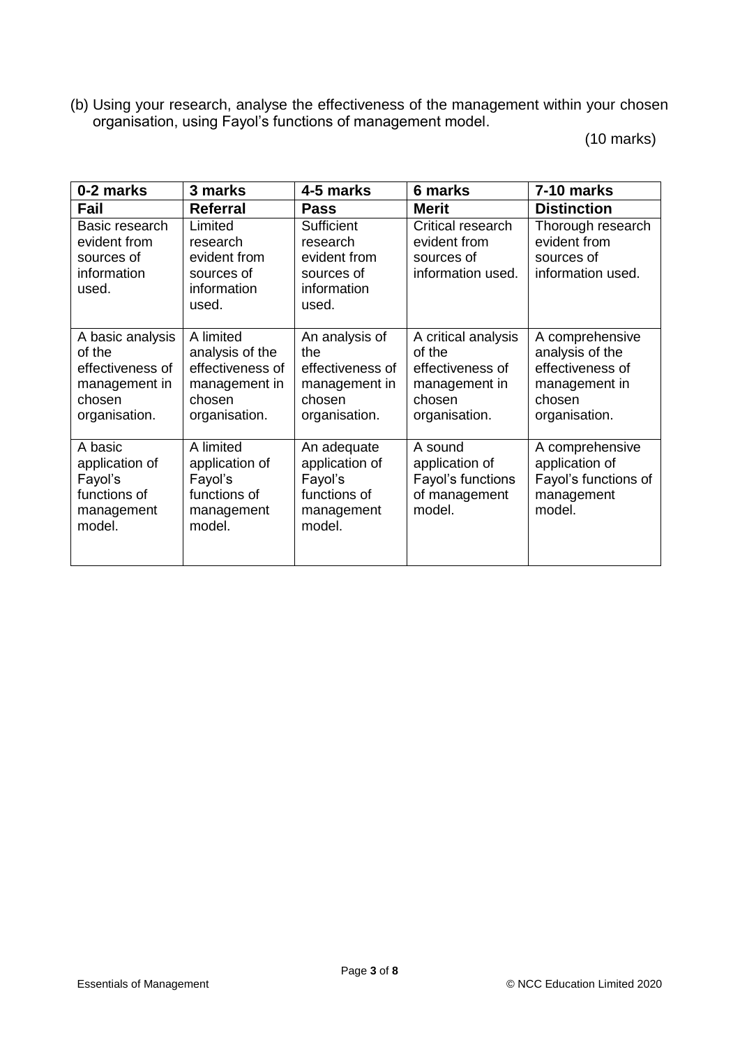(b) Using your research, analyse the effectiveness of the management within your chosen organisation, using Fayol's functions of management model.

(10 marks)

| 0-2 marks | 3 marks | 4-5 marks | 6 marks | 7-10 marks |
|---|---|---|---|---|
| **Fail** | **Referral** | **Pass** | **Merit** | **Distinction** |
| Basic research evident from sources of information used. | Limited research evident from sources of information used. | Sufficient research evident from sources of information used. | Critical research evident from sources of information used. | Thorough research evident from sources of information used. |
| A basic analysis of the effectiveness of management in chosen organisation. | A limited analysis of the effectiveness of management in chosen organisation. | An analysis of the effectiveness of management in chosen organisation. | A critical analysis of the effectiveness of management in chosen organisation. | A comprehensive analysis of the effectiveness of management in chosen organisation. |
| A basic application of Fayol's functions of management model. | A limited application of Fayol's functions of management model. | An adequate application of Fayol's functions of management model. | A sound application of Fayol's functions of management model. | A comprehensive application of Fayol's functions of management model. |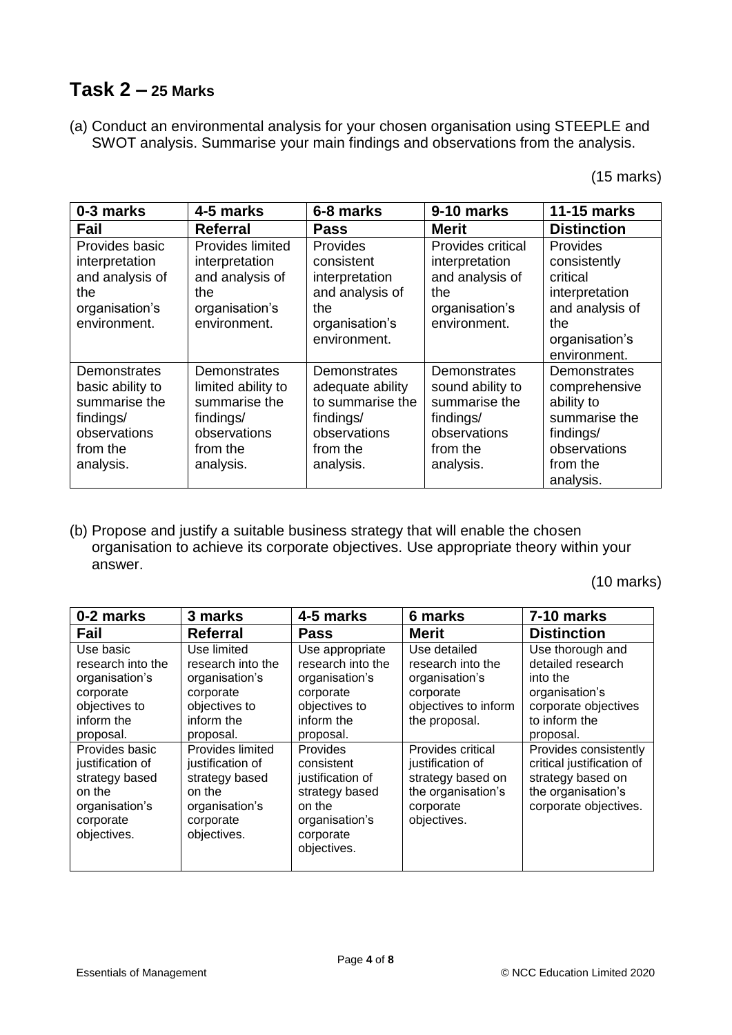## Task 2 – 25 Marks

(a) Conduct an environmental analysis for your chosen organisation using STEEPLE and SWOT analysis. Summarise your main findings and observations from the analysis.

(15 marks)

| 0-3 marks | 4-5 marks | 6-8 marks | 9-10 marks | 11-15 marks |
|---|---|---|---|---|
| **Fail** | **Referral** | **Pass** | **Merit** | **Distinction** |
| Provides basic interpretation and analysis of the organisation's environment. | Provides limited interpretation and analysis of the organisation's environment. | Provides consistent interpretation and analysis of the organisation's environment. | Provides critical interpretation and analysis of the organisation's environment. | Provides consistently critical interpretation and analysis of the organisation's environment. |
| Demonstrates basic ability to summarise the findings/ observations from the analysis. | Demonstrates limited ability to summarise the findings/ observations from the analysis. | Demonstrates adequate ability to summarise the findings/ observations from the analysis. | Demonstrates sound ability to summarise the findings/ observations from the analysis. | Demonstrates comprehensive ability to summarise the findings/ observations from the analysis. |

(b) Propose and justify a suitable business strategy that will enable the chosen organisation to achieve its corporate objectives. Use appropriate theory within your answer.

(10 marks)

| 0-2 marks | 3 marks | 4-5 marks | 6 marks | 7-10 marks |
|---|---|---|---|---|
| **Fail** | **Referral** | **Pass** | **Merit** | **Distinction** |
| Use basic research into the organisation's corporate objectives to inform the proposal. | Use limited research into the organisation's corporate objectives to inform the proposal. | Use appropriate research into the organisation's corporate objectives to inform the proposal. | Use detailed research into the organisation's corporate objectives to inform the proposal. | Use thorough and detailed research into the organisation's corporate objectives to inform the proposal. |
| Provides basic justification of strategy based on the organisation's corporate objectives. | Provides limited justification of strategy based on the organisation's corporate objectives. | Provides consistent justification of strategy based on the organisation's corporate objectives. | Provides critical justification of strategy based on the organisation's corporate objectives. | Provides consistently critical justification of strategy based on the organisation's corporate objectives. |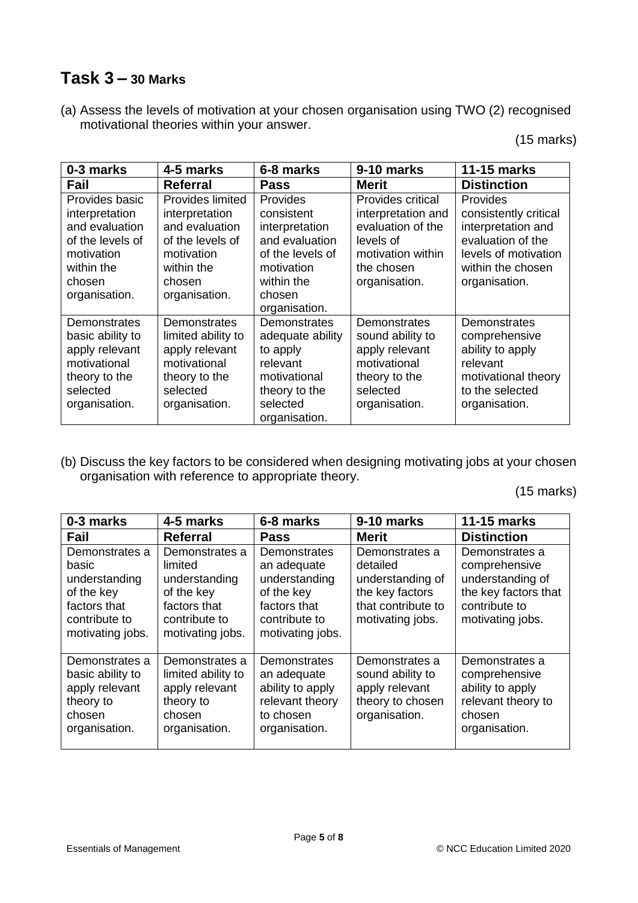## Task 3 – 30 Marks

(a) Assess the levels of motivation at your chosen organisation using TWO (2) recognised motivational theories within your answer.

(15 marks)

| 0-3 marks | 4-5 marks | 6-8 marks | 9-10 marks | 11-15 marks |
|---|---|---|---|---|
| **Fail** | **Referral** | **Pass** | **Merit** | **Distinction** |
| Provides basic interpretation and evaluation of the levels of motivation within the chosen organisation. | Provides limited interpretation and evaluation of the levels of motivation within the chosen organisation. | Provides consistent interpretation and evaluation of the levels of motivation within the chosen organisation. | Provides critical interpretation and evaluation of the levels of motivation within the chosen organisation. | Provides consistently critical interpretation and evaluation of the levels of motivation within the chosen organisation. |
| Demonstrates basic ability to apply relevant motivational theory to the selected organisation. | Demonstrates limited ability to apply relevant motivational theory to the selected organisation. | Demonstrates adequate ability to apply relevant motivational theory to the selected organisation. | Demonstrates sound ability to apply relevant motivational theory to the selected organisation. | Demonstrates comprehensive ability to apply relevant motivational theory to the selected organisation. |

(b) Discuss the key factors to be considered when designing motivating jobs at your chosen organisation with reference to appropriate theory.

(15 marks)

| 0-3 marks | 4-5 marks | 6-8 marks | 9-10 marks | 11-15 marks |
|---|---|---|---|---|
| **Fail** | **Referral** | **Pass** | **Merit** | **Distinction** |
| Demonstrates a basic understanding of the key factors that contribute to motivating jobs. | Demonstrates a limited understanding of the key factors that contribute to motivating jobs. | Demonstrates an adequate understanding of the key factors that contribute to motivating jobs. | Demonstrates a detailed understanding of the key factors that contribute to motivating jobs. | Demonstrates a comprehensive understanding of the key factors that contribute to motivating jobs. |
| Demonstrates a basic ability to apply relevant theory to chosen organisation. | Demonstrates a limited ability to apply relevant theory to chosen organisation. | Demonstrates an adequate ability to apply relevant theory to chosen organisation. | Demonstrates a sound ability to apply relevant theory to chosen organisation. | Demonstrates a comprehensive ability to apply relevant theory to chosen organisation. |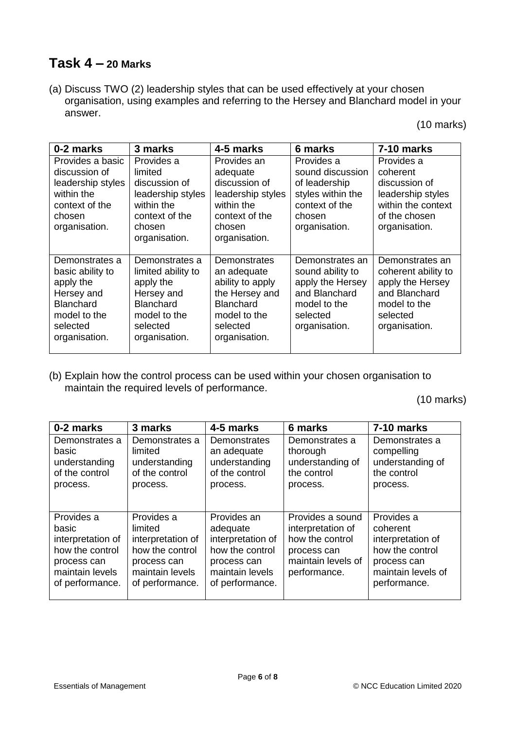## Task 4 – 20 Marks

(a) Discuss TWO (2) leadership styles that can be used effectively at your chosen organisation, using examples and referring to the Hersey and Blanchard model in your answer.

(10 marks)

| 0-2 marks | 3 marks | 4-5 marks | 6 marks | 7-10 marks |
|---|---|---|---|---|
| Provides a basic discussion of leadership styles within the context of the chosen organisation. | Provides a limited discussion of leadership styles within the context of the chosen organisation. | Provides an adequate discussion of leadership styles within the context of the chosen organisation. | Provides a sound discussion of leadership styles within the context of the chosen organisation. | Provides a coherent discussion of leadership styles within the context of the chosen organisation. |
| Demonstrates a basic ability to apply the Hersey and Blanchard model to the selected organisation. | Demonstrates a limited ability to apply the Hersey and Blanchard model to the selected organisation. | Demonstrates an adequate ability to apply the Hersey and Blanchard model to the selected organisation. | Demonstrates an sound ability to apply the Hersey and Blanchard model to the selected organisation. | Demonstrates an coherent ability to apply the Hersey and Blanchard model to the selected organisation. |

(b) Explain how the control process can be used within your chosen organisation to maintain the required levels of performance.

(10 marks)

| 0-2 marks | 3 marks | 4-5 marks | 6 marks | 7-10 marks |
|---|---|---|---|---|
| Demonstrates a basic understanding of the control process. | Demonstrates a limited understanding of the control process. | Demonstrates an adequate understanding of the control process. | Demonstrates a thorough understanding of the control process. | Demonstrates a compelling understanding of the control process. |
| Provides a basic interpretation of how the control process can maintain levels of performance. | Provides a limited interpretation of how the control process can maintain levels of performance. | Provides an adequate interpretation of how the control process can maintain levels of performance. | Provides a sound interpretation of how the control process can maintain levels of performance. | Provides a coherent interpretation of how the control process can maintain levels of performance. |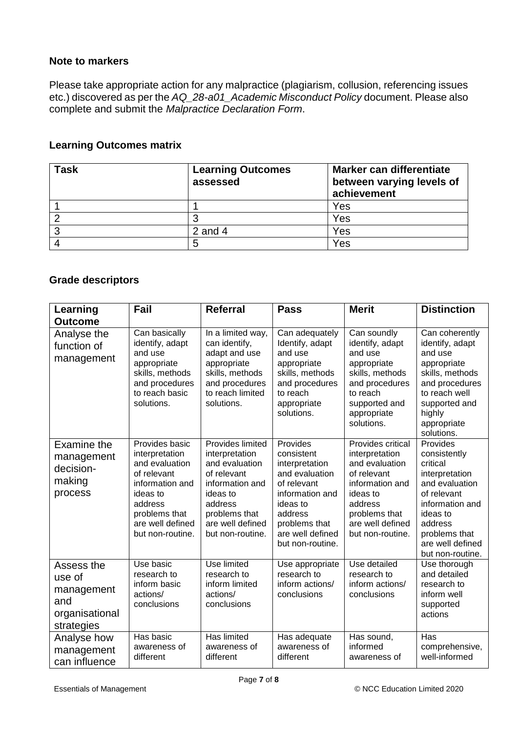**Note to markers**

Please take appropriate action for any malpractice (plagiarism, collusion, referencing issues etc.) discovered as per the *AQ_28-a01_Academic Misconduct Policy* document. Please also complete and submit the *Malpractice Declaration Form*.

**Learning Outcomes matrix**

| Task | Learning Outcomes assessed | Marker can differentiate between varying levels of achievement |
|---|---|---|
| 1 | 1 | Yes |
| 2 | 3 | Yes |
| 3 | 2 and 4 | Yes |
| 4 | 5 | Yes |

**Grade descriptors**

| Learning Outcome | Fail | Referral | Pass | Merit | Distinction |
|---|---|---|---|---|---|
| Analyse the function of management | Can basically identify, adapt and use appropriate skills, methods and procedures to reach basic solutions. | In a limited way, can identify, adapt and use appropriate skills, methods and procedures to reach limited solutions. | Can adequately Identify, adapt and use appropriate skills, methods and procedures to reach appropriate solutions. | Can soundly identify, adapt and use appropriate skills, methods and procedures to reach supported and appropriate solutions. | Can coherently identify, adapt and use appropriate skills, methods and procedures to reach well supported and highly appropriate solutions. |
| Examine the management decision-making process | Provides basic interpretation and evaluation of relevant information and ideas to address problems that are well defined but non-routine. | Provides limited interpretation and evaluation of relevant information and ideas to address problems that are well defined but non-routine. | Provides consistent interpretation and evaluation of relevant information and ideas to address problems that are well defined but non-routine. | Provides critical interpretation and evaluation of relevant information and ideas to address problems that are well defined but non-routine. | Provides consistently critical interpretation and evaluation of relevant information and ideas to address problems that are well defined but non-routine. |
| Assess the use of management and organisational strategies | Use basic research to inform basic actions/ conclusions | Use limited research to inform limited actions/ conclusions | Use appropriate research to inform actions/ conclusions | Use detailed research to inform actions/ conclusions | Use thorough and detailed research to inform well supported actions |
| Analyse how management can influence | Has basic awareness of different | Has limited awareness of different | Has adequate awareness of different | Has sound, informed awareness of | Has comprehensive, well-informed |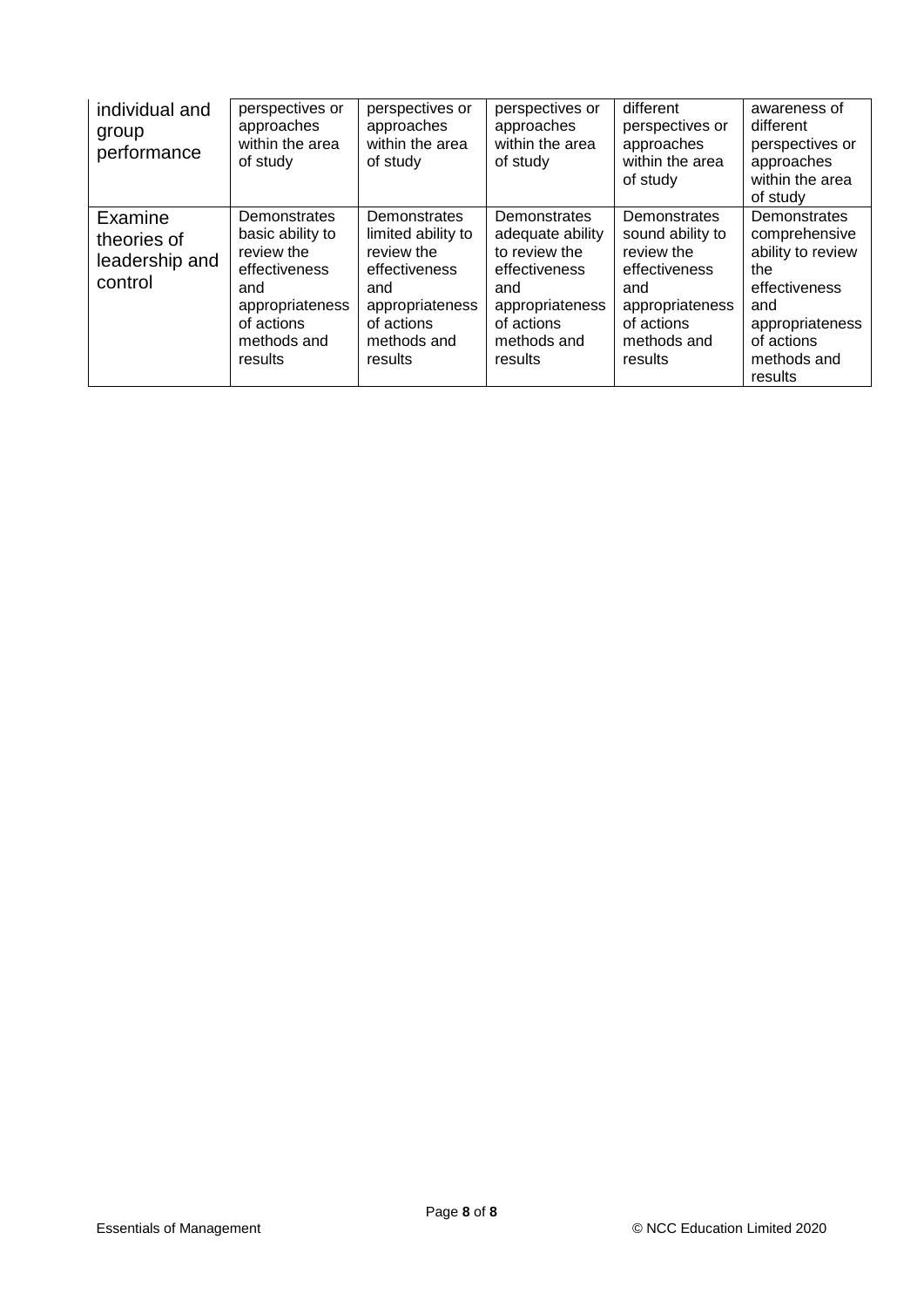| | | | | | |
|---|---|---|---|---|---|
| individual and group performance | perspectives or approaches within the area of study | perspectives or approaches within the area of study | perspectives or approaches within the area of study | different perspectives or approaches within the area of study | awareness of different perspectives or approaches within the area of study |
| Examine theories of leadership and control | Demonstrates basic ability to review the effectiveness and appropriateness of actions methods and results | Demonstrates limited ability to review the effectiveness and appropriateness of actions methods and results | Demonstrates adequate ability to review the effectiveness and appropriateness of actions methods and results | Demonstrates sound ability to review the effectiveness and appropriateness of actions methods and results | Demonstrates comprehensive ability to review the effectiveness and appropriateness of actions methods and results |